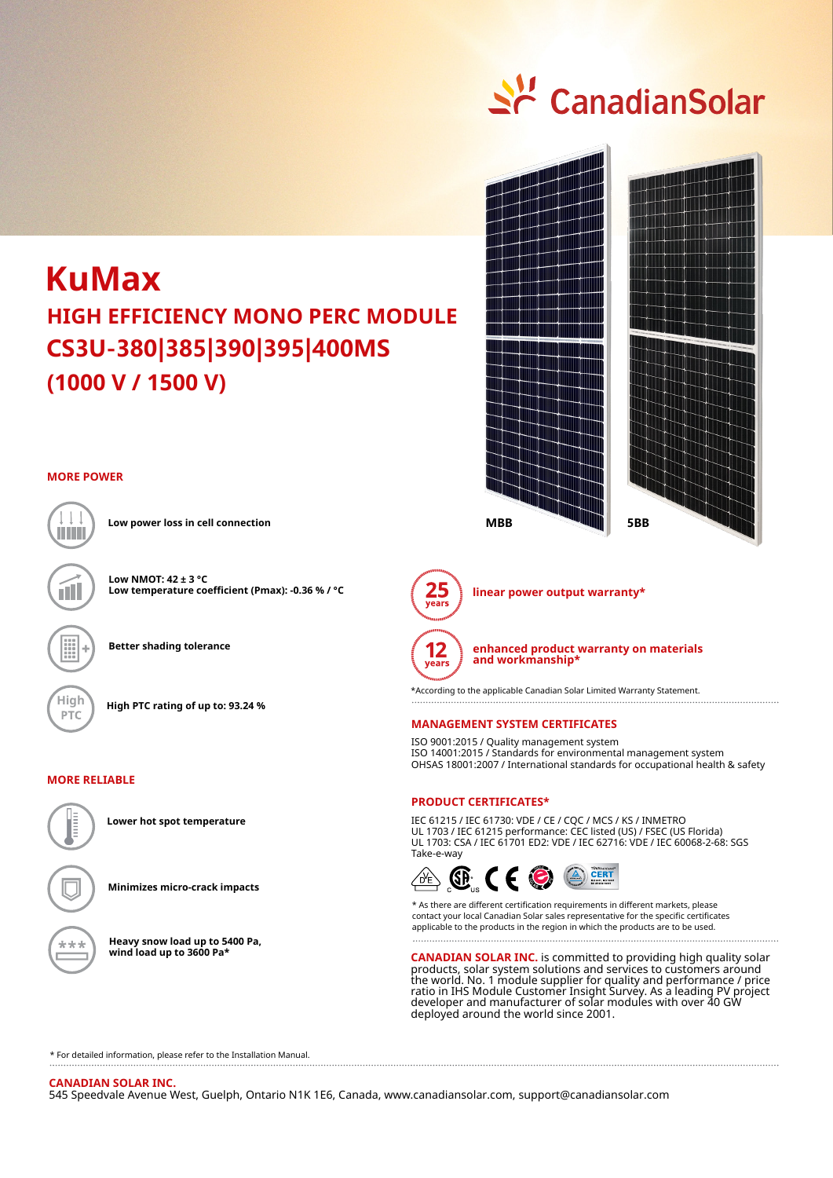CanadianSolar

# KuMax

## HIGH EFFICIENCY MONO PERC MODULE CS3U-380|385|390|395|400MS (1000 V / 1500 V)

MBB    5BB

### MORE POWER

Low power loss in cell connection

Low NMOT: 42 ± 3 °C
Low temperature coefficient (Pmax): -0.36 % / °C

Better shading tolerance

High PTC rating of up to: 93.24 %

### MORE RELIABLE

Lower hot spot temperature

Minimizes micro-crack impacts

Heavy snow load up to 5400 Pa, wind load up to 3600 Pa*

**25 years** linear power output warranty*

**12 years** enhanced product warranty on materials and workmanship*

*According to the applicable Canadian Solar Limited Warranty Statement.

### MANAGEMENT SYSTEM CERTIFICATES

ISO 9001:2015 / Quality management system
ISO 14001:2015 / Standards for environmental management system
OHSAS 18001:2007 / International standards for occupational health & safety

### PRODUCT CERTIFICATES*

IEC 61215 / IEC 61730: VDE / CE / CQC / MCS / KS / INMETRO
UL 1703 / IEC 61215 performance: CEC listed (US) / FSEC (US Florida)
UL 1703: CSA / IEC 61701 ED2: VDE / IEC 62716: VDE / IEC 60068-2-68: SGS
Take-e-way

* As there are different certification requirements in different markets, please contact your local Canadian Solar sales representative for the specific certificates applicable to the products in the region in which the products are to be used.

**CANADIAN SOLAR INC.** is committed to providing high quality solar products, solar system solutions and services to customers around the world. No. 1 module supplier for quality and performance / price ratio in IHS Module Customer Insight Survey. As a leading PV project developer and manufacturer of solar modules with over 40 GW deployed around the world since 2001.

* For detailed information, please refer to the Installation Manual.

**CANADIAN SOLAR INC.**
545 Speedvale Avenue West, Guelph, Ontario N1K 1E6, Canada, www.canadiansolar.com, support@canadiansolar.com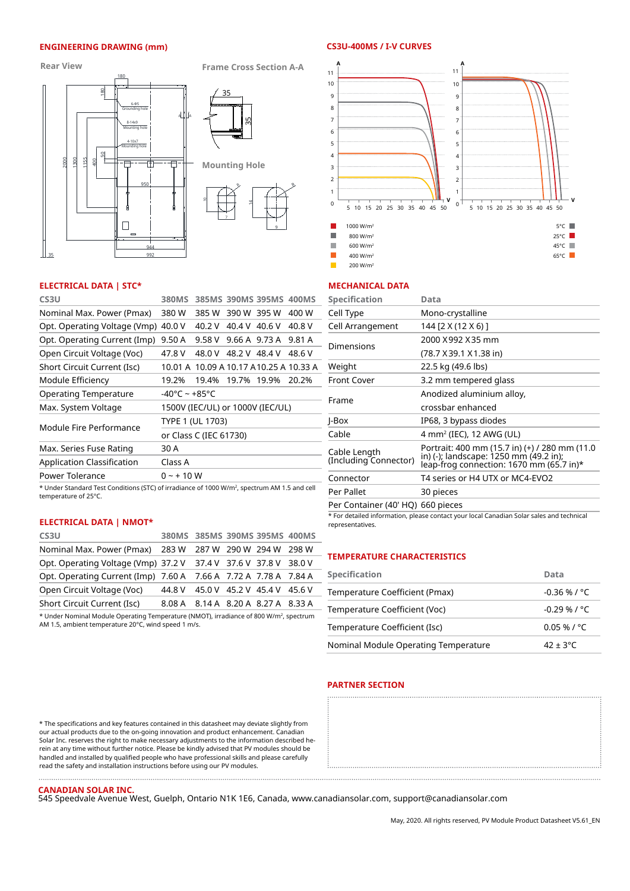## ENGINEERING DRAWING (mm)

Rear View

Frame Cross Section A-A

Mounting Hole

180
6-Φ5 Grounding hole
8-14x9 Mounting hole
4-10x7 Mounting hole
2000
1300
1155
400
50
950
944
992
35
35
35
10
7
14
9

## CS3U-400MS / I-V CURVES

A
11
10
9
8
7
6
5
4
3
2
1
0
5 10 15 20 25 30 35 40 45 50
V

1000 W/m²
800 W/m²
600 W/m²
400 W/m²
200 W/m²

5°C
25°C
45°C
65°C

## ELECTRICAL DATA | STC*

| CS3U | 380MS | 385MS | 390MS | 395MS | 400MS |
|---|---|---|---|---|---|
| Nominal Max. Power (Pmax) | 380 W | 385 W | 390 W | 395 W | 400 W |
| Opt. Operating Voltage (Vmp) | 40.0 V | 40.2 V | 40.4 V | 40.6 V | 40.8 V |
| Opt. Operating Current (Imp) | 9.50 A | 9.58 V | 9.66 A | 9.73 A | 9.81 A |
| Open Circuit Voltage (Voc) | 47.8 V | 48.0 V | 48.2 V | 48.4 V | 48.6 V |
| Short Circuit Current (Isc) | 10.01 A | 10.09 A | 10.17 A | 10.25 A | 10.33 A |
| Module Efficiency | 19.2% | 19.4% | 19.7% | 19.9% | 20.2% |
| Operating Temperature | -40°C ~ +85°C | | | | |
| Max. System Voltage | 1500V (IEC/UL) or 1000V (IEC/UL) | | | | |
| Module Fire Performance | TYPE 1 (UL 1703) or Class C (IEC 61730) | | | | |
| Max. Series Fuse Rating | 30 A | | | | |
| Application Classification | Class A | | | | |
| Power Tolerance | 0 ~ + 10 W | | | | |

* Under Standard Test Conditions (STC) of irradiance of 1000 W/m², spectrum AM 1.5 and cell temperature of 25°C.

## ELECTRICAL DATA | NMOT*

| CS3U | 380MS | 385MS | 390MS | 395MS | 400MS |
|---|---|---|---|---|---|
| Nominal Max. Power (Pmax) | 283 W | 287 W | 290 W | 294 W | 298 W |
| Opt. Operating Voltage (Vmp) | 37.2 V | 37.4 V | 37.6 V | 37.8 V | 38.0 V |
| Opt. Operating Current (Imp) | 7.60 A | 7.66 A | 7.72 A | 7.78 A | 7.84 A |
| Open Circuit Voltage (Voc) | 44.8 V | 45.0 V | 45.2 V | 45.4 V | 45.6 V |
| Short Circuit Current (Isc) | 8.08 A | 8.14 A | 8.20 A | 8.27 A | 8.33 A |

* Under Nominal Module Operating Temperature (NMOT), irradiance of 800 W/m², spectrum AM 1.5, ambient temperature 20°C, wind speed 1 m/s.

## MECHANICAL DATA

| Specification | Data |
|---|---|
| Cell Type | Mono-crystalline |
| Cell Arrangement | 144 [2 X (12 X 6) ] |
| Dimensions | 2000 X 992 X 35 mm (78.7 X 39.1 X 1.38 in) |
| Weight | 22.5 kg (49.6 lbs) |
| Front Cover | 3.2 mm tempered glass |
| Frame | Anodized aluminium alloy, crossbar enhanced |
| J-Box | IP68, 3 bypass diodes |
| Cable | 4 mm² (IEC), 12 AWG (UL) |
| Cable Length (Including Connector) | Portrait: 400 mm (15.7 in) (+) / 280 mm (11.0 in) (-); landscape: 1250 mm (49.2 in); leap-frog connection: 1670 mm (65.7 in)* |
| Connector | T4 series or H4 UTX or MC4-EVO2 |
| Per Pallet | 30 pieces |
| Per Container (40' HQ) | 660 pieces |

* For detailed information, please contact your local Canadian Solar sales and technical representatives.

## TEMPERATURE CHARACTERISTICS

| Specification | Data |
|---|---|
| Temperature Coefficient (Pmax) | -0.36 % / °C |
| Temperature Coefficient (Voc) | -0.29 % / °C |
| Temperature Coefficient (Isc) | 0.05 % / °C |
| Nominal Module Operating Temperature | 42 ± 3°C |

## PARTNER SECTION

* The specifications and key features contained in this datasheet may deviate slightly from our actual products due to the on-going innovation and product enhancement. Canadian Solar Inc. reserves the right to make necessary adjustments to the information described herein at any time without further notice. Please be kindly advised that PV modules should be handled and installed by qualified people who have professional skills and please carefully read the safety and installation instructions before using our PV modules.

**CANADIAN SOLAR INC.**
545 Speedvale Avenue West, Guelph, Ontario N1K 1E6, Canada, www.canadiansolar.com, support@canadiansolar.com

May, 2020. All rights reserved, PV Module Product Datasheet V5.61_EN